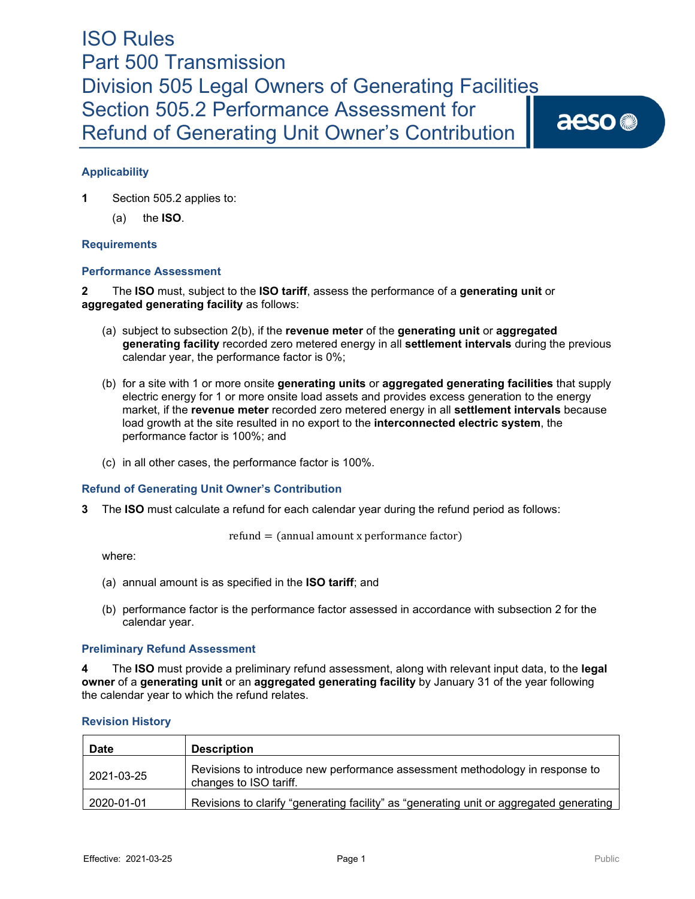# ISO Rules
# Part 500 Transmission
# Division 505 Legal Owners of Generating Facilities
# Section 505.2 Performance Assessment for Refund of Generating Unit Owner's Contribution

### Applicability

**1** Section 505.2 applies to:

(a) the **ISO**.

### Requirements

### Performance Assessment

**2** The **ISO** must, subject to the **ISO tariff**, assess the performance of a **generating unit** or **aggregated generating facility** as follows:

(a) subject to subsection 2(b), if the **revenue meter** of the **generating unit** or **aggregated generating facility** recorded zero metered energy in all **settlement intervals** during the previous calendar year, the performance factor is 0%;

(b) for a site with 1 or more onsite **generating units** or **aggregated generating facilities** that supply electric energy for 1 or more onsite load assets and provides excess generation to the energy market, if the **revenue meter** recorded zero metered energy in all **settlement intervals** because load growth at the site resulted in no export to the **interconnected electric system**, the performance factor is 100%; and

(c) in all other cases, the performance factor is 100%.

### Refund of Generating Unit Owner's Contribution

**3** The **ISO** must calculate a refund for each calendar year during the refund period as follows:

$$\text{refund} = (\text{annual amount x performance factor})$$

where:

(a) annual amount is as specified in the **ISO tariff**; and

(b) performance factor is the performance factor assessed in accordance with subsection 2 for the calendar year.

### Preliminary Refund Assessment

**4** The **ISO** must provide a preliminary refund assessment, along with relevant input data, to the **legal owner** of a **generating unit** or an **aggregated generating facility** by January 31 of the year following the calendar year to which the refund relates.

### Revision History

| Date | Description |
|---|---|
| 2021-03-25 | Revisions to introduce new performance assessment methodology in response to changes to ISO tariff. |
| 2020-01-01 | Revisions to clarify "generating facility" as "generating unit or aggregated generating |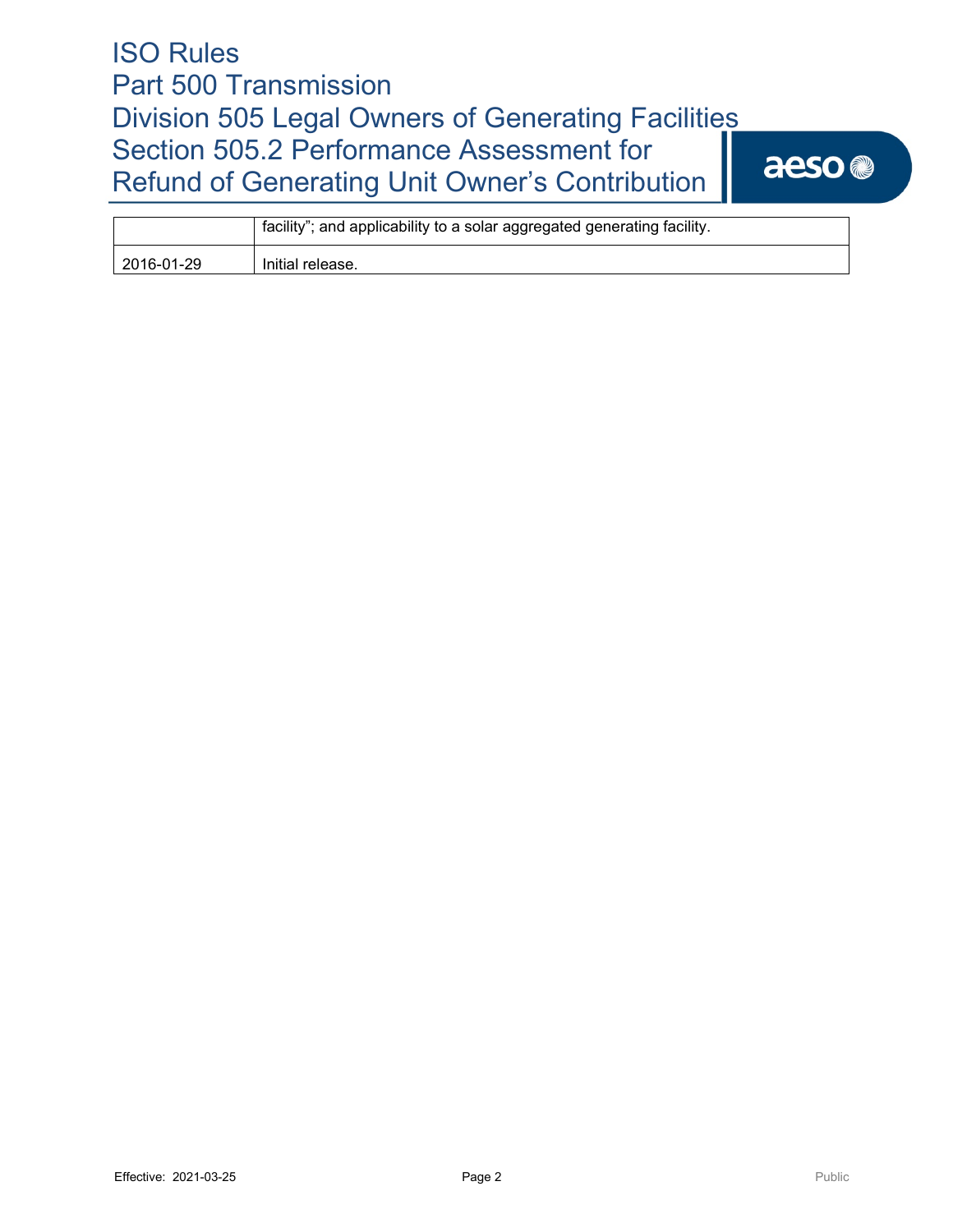| | |
|---|---|
| | facility"; and applicability to a solar aggregated generating facility. |
| 2016-01-29 | Initial release. |